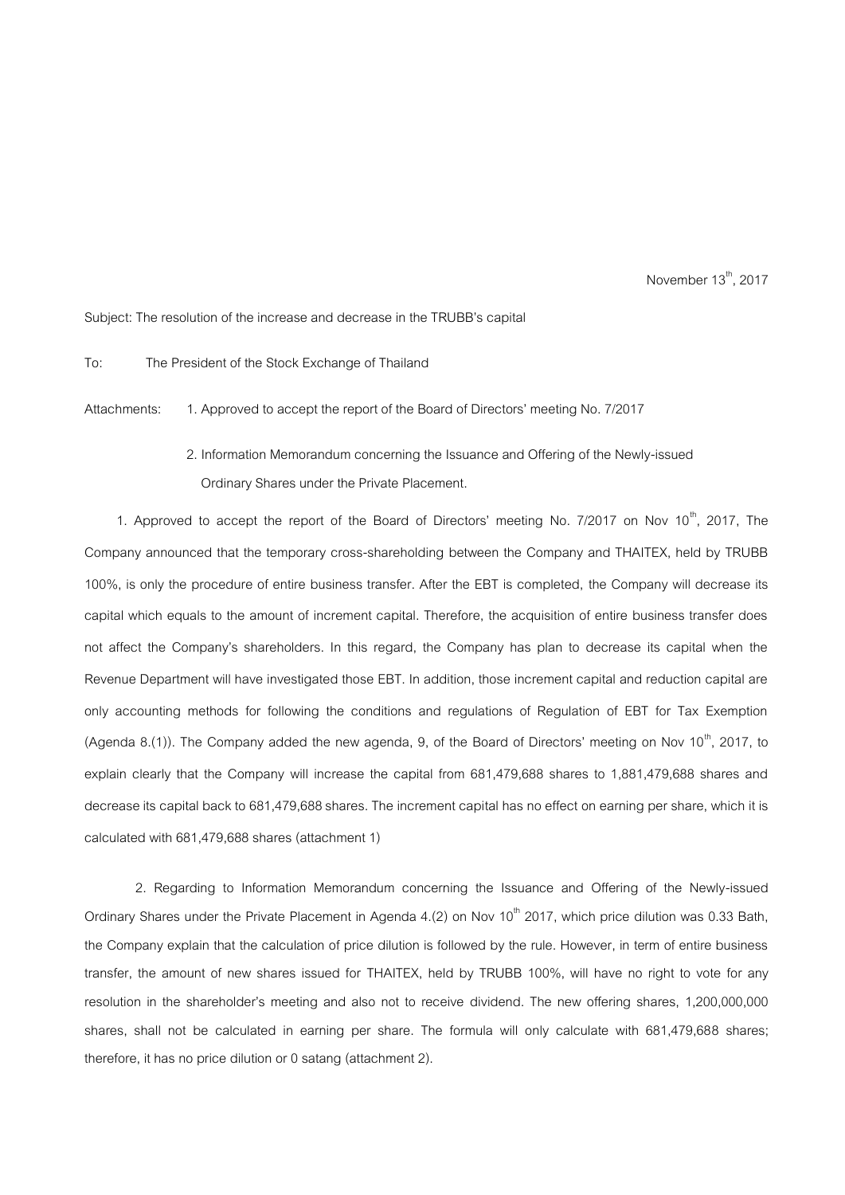November 13th, 2017

Subject: The resolution of the increase and decrease in the TRUBB's capital

To: The President of the Stock Exchange of Thailand

Attachments: 1. Approved to accept the report of the Board of Directors' meeting No. 7/2017

2. Information Memorandum concerning the Issuance and Offering of the Newly-issued Ordinary Shares under the Private Placement.

1. Approved to accept the report of the Board of Directors' meeting No. 7/2017 on Nov 10th, 2017, The Company announced that the temporary cross-shareholding between the Company and THAITEX, held by TRUBB 100%, is only the procedure of entire business transfer. After the EBT is completed, the Company will decrease its capital which equals to the amount of increment capital. Therefore, the acquisition of entire business transfer does not affect the Company's shareholders. In this regard, the Company has plan to decrease its capital when the Revenue Department will have investigated those EBT. In addition, those increment capital and reduction capital are only accounting methods for following the conditions and regulations of Regulation of EBT for Tax Exemption (Agenda 8.(1)). The Company added the new agenda, 9, of the Board of Directors' meeting on Nov 10th, 2017, to explain clearly that the Company will increase the capital from 681,479,688 shares to 1,881,479,688 shares and decrease its capital back to 681,479,688 shares. The increment capital has no effect on earning per share, which it is calculated with 681,479,688 shares (attachment 1)

2. Regarding to Information Memorandum concerning the Issuance and Offering of the Newly-issued Ordinary Shares under the Private Placement in Agenda 4.(2) on Nov 10th 2017, which price dilution was 0.33 Bath, the Company explain that the calculation of price dilution is followed by the rule. However, in term of entire business transfer, the amount of new shares issued for THAITEX, held by TRUBB 100%, will have no right to vote for any resolution in the shareholder's meeting and also not to receive dividend. The new offering shares, 1,200,000,000 shares, shall not be calculated in earning per share. The formula will only calculate with 681,479,688 shares; therefore, it has no price dilution or 0 satang (attachment 2).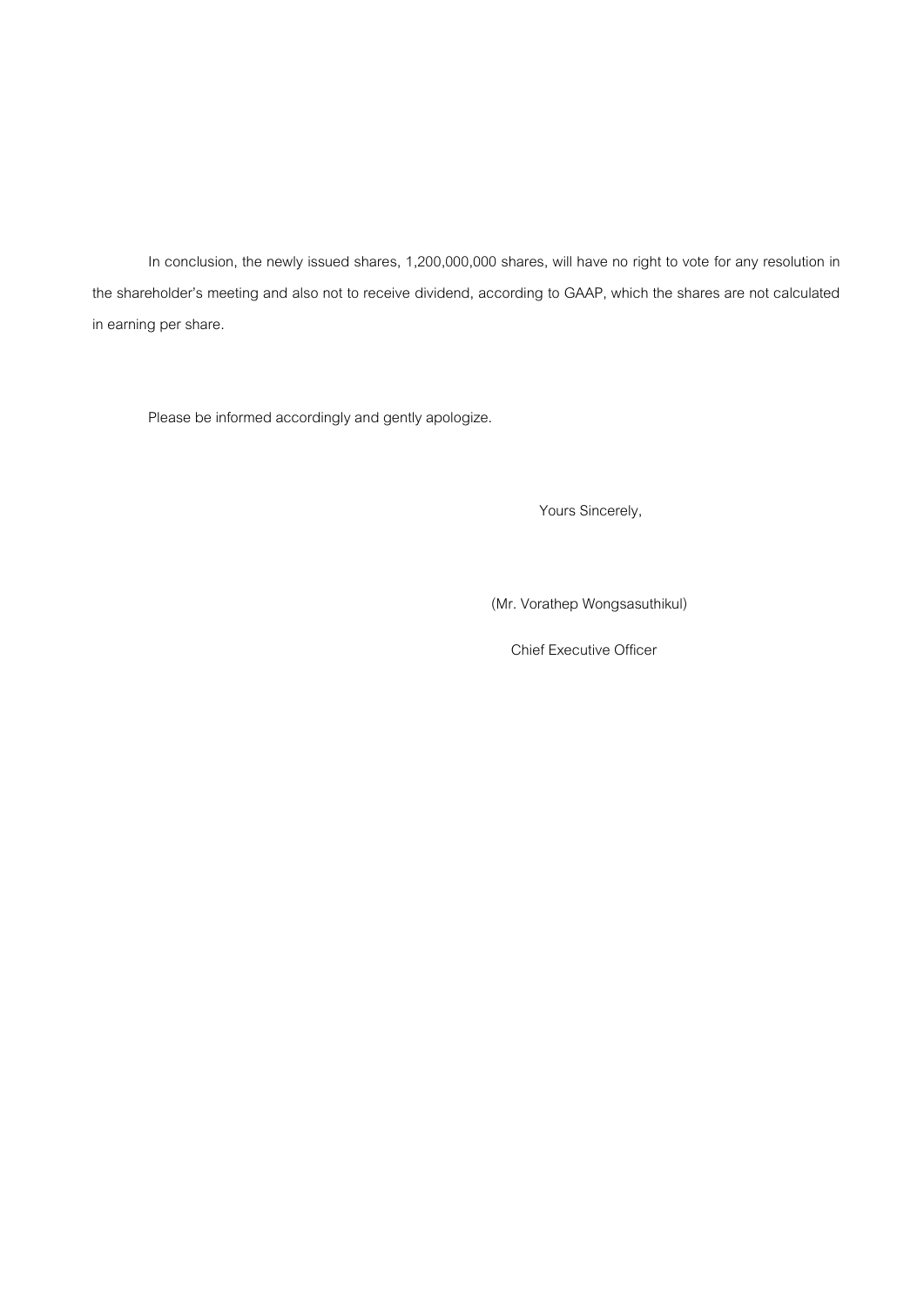In conclusion, the newly issued shares, 1,200,000,000 shares, will have no right to vote for any resolution in the shareholder's meeting and also not to receive dividend, according to GAAP, which the shares are not calculated in earning per share.

Please be informed accordingly and gently apologize.

Yours Sincerely,

(Mr. Vorathep Wongsasuthikul)

Chief Executive Officer